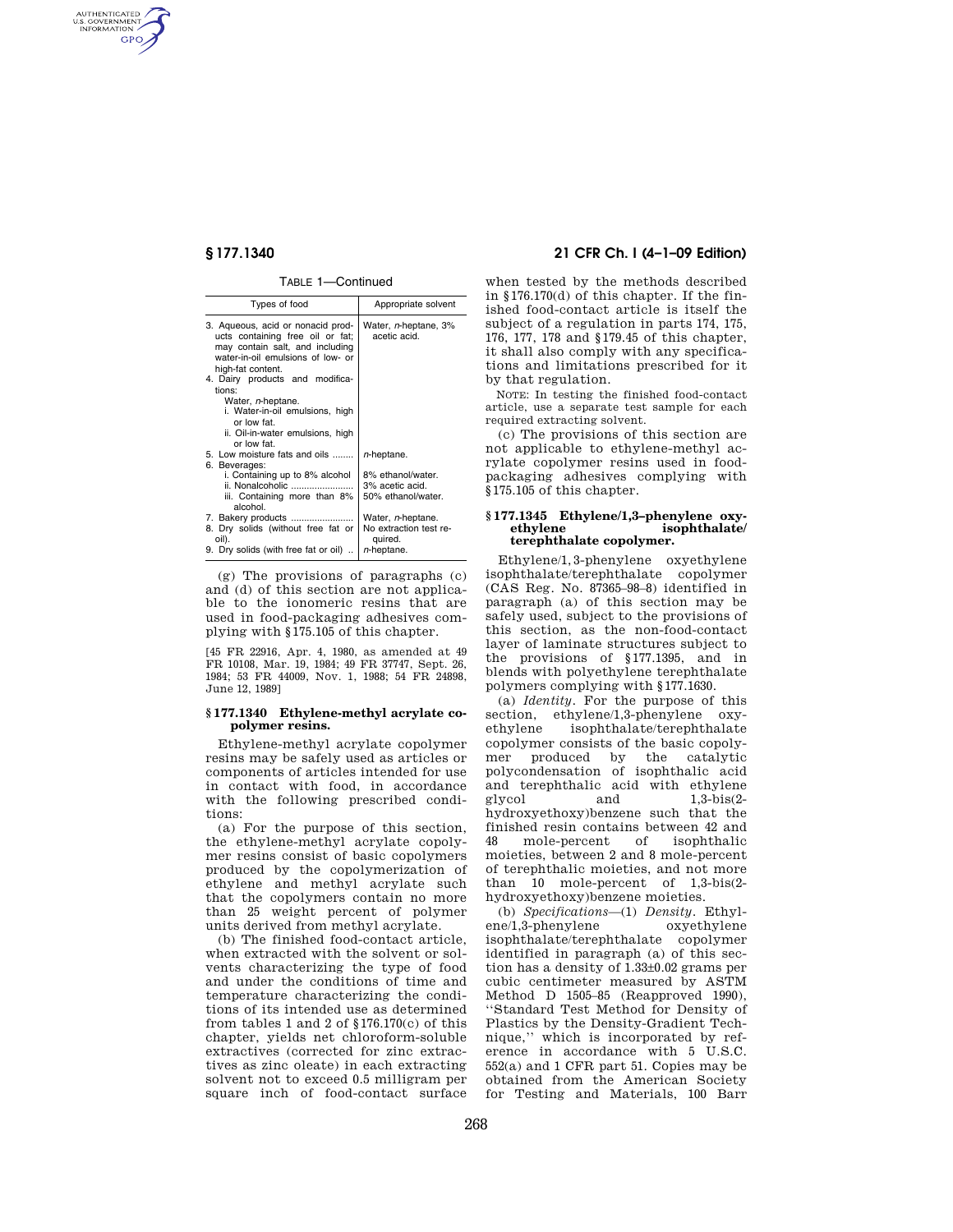TABLE 1—Continued

| Types of food | Appropriate solvent |
| --- | --- |
| 3. Aqueous, acid or nonacid products containing free oil or fat; may contain salt, and including water-in-oil emulsions of low- or high-fat content. | Water, *n*-heptane, 3% acetic acid. |
| 4. Dairy products and modifications: | |
| Water, *n*-heptane. | |
| i. Water-in-oil emulsions, high or low fat. | |
| ii. Oil-in-water emulsions, high or low fat. | |
| 5. Low moisture fats and oils | *n*-heptane. |
| 6. Beverages: | |
| i. Containing up to 8% alcohol | 8% ethanol/water. |
| ii. Nonalcoholic | 3% acetic acid. |
| iii. Containing more than 8% alcohol. | 50% ethanol/water. |
| 7. Bakery products | Water, *n*-heptane. |
| 8. Dry solids (without free fat or oil). | No extraction test required. |
| 9. Dry solids (with free fat or oil) | *n*-heptane. |

(g) The provisions of paragraphs (c) and (d) of this section are not applicable to the ionomeric resins that are used in food-packaging adhesives complying with §175.105 of this chapter.

[45 FR 22916, Apr. 4, 1980, as amended at 49 FR 10108, Mar. 19, 1984; 49 FR 37747, Sept. 26, 1984; 53 FR 44009, Nov. 1, 1988; 54 FR 24898, June 12, 1989]

## §177.1340 Ethylene-methyl acrylate copolymer resins.

Ethylene-methyl acrylate copolymer resins may be safely used as articles or components of articles intended for use in contact with food, in accordance with the following prescribed conditions:

(a) For the purpose of this section, the ethylene-methyl acrylate copolymer resins consist of basic copolymers produced by the copolymerization of ethylene and methyl acrylate such that the copolymers contain no more than 25 weight percent of polymer units derived from methyl acrylate.

(b) The finished food-contact article, when extracted with the solvent or solvents characterizing the type of food and under the conditions of time and temperature characterizing the conditions of its intended use as determined from tables 1 and 2 of §176.170(c) of this chapter, yields net chloroform-soluble extractives (corrected for zinc extractives as zinc oleate) in each extracting solvent not to exceed 0.5 milligram per square inch of food-contact surface when tested by the methods described in §176.170(d) of this chapter. If the finished food-contact article is itself the subject of a regulation in parts 174, 175, 176, 177, 178 and §179.45 of this chapter, it shall also comply with any specifications and limitations prescribed for it by that regulation.

NOTE: In testing the finished food-contact article, use a separate test sample for each required extracting solvent.

(c) The provisions of this section are not applicable to ethylene-methyl acrylate copolymer resins used in food-packaging adhesives complying with §175.105 of this chapter.

## §177.1345 Ethylene/1,3-phenylene oxyethylene isophthalate/terephthalate copolymer.

Ethylene/1,3-phenylene oxyethylene isophthalate/terephthalate copolymer (CAS Reg. No. 87365–98–8) identified in paragraph (a) of this section may be safely used, subject to the provisions of this section, as the non-food-contact layer of laminate structures subject to the provisions of §177.1395, and in blends with polyethylene terephthalate polymers complying with §177.1630.

(a) *Identity*. For the purpose of this section, ethylene/1,3-phenylene oxyethylene isophthalate/terephthalate copolymer consists of the basic copolymer produced by the catalytic polycondensation of isophthalic acid and terephthalic acid with ethylene glycol and 1,3-bis(2-hydroxyethoxy)benzene such that the finished resin contains between 42 and 48 mole-percent of isophthalic moieties, between 2 and 8 mole-percent of terephthalic moieties, and not more than 10 mole-percent of 1,3-bis(2-hydroxyethoxy)benzene moieties.

(b) *Specifications*—(1) *Density*. Ethylene/1,3-phenylene oxyethylene isophthalate/terephthalate copolymer identified in paragraph (a) of this section has a density of 1.33±0.02 grams per cubic centimeter measured by ASTM Method D 1505–85 (Reapproved 1990), ''Standard Test Method for Density of Plastics by the Density-Gradient Technique,'' which is incorporated by reference in accordance with 5 U.S.C. 552(a) and 1 CFR part 51. Copies may be obtained from the American Society for Testing and Materials, 100 Barr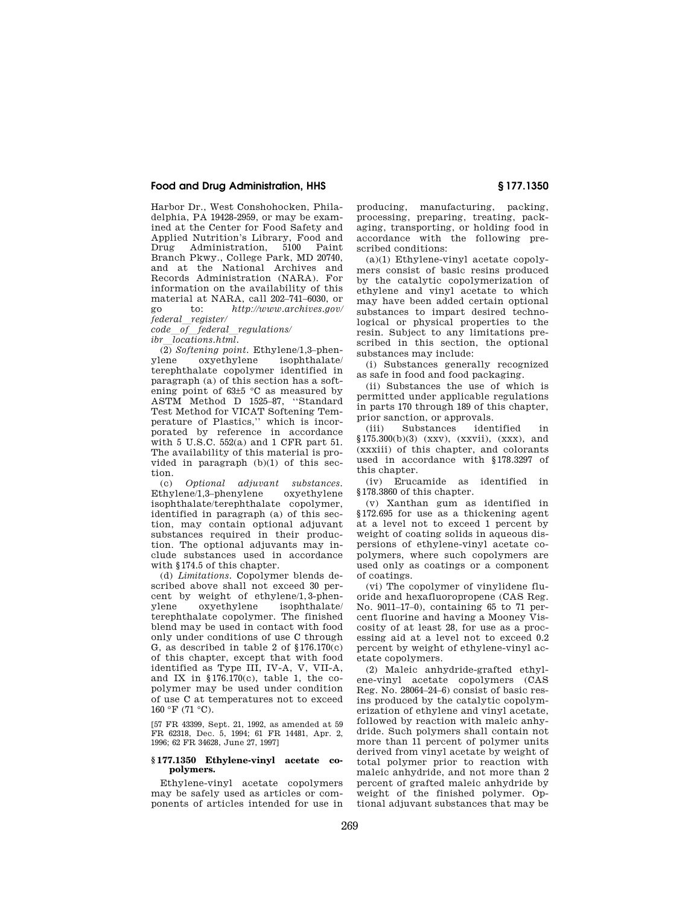Harbor Dr., West Conshohocken, Philadelphia, PA 19428-2959, or may be examined at the Center for Food Safety and Applied Nutrition's Library, Food and Drug Administration, 5100 Paint Branch Pkwy., College Park, MD 20740, and at the National Archives and Records Administration (NARA). For information on the availability of this material at NARA, call 202–741–6030, or go to: *http://www.archives.gov/federal_register/code_of_federal_regulations/ibr_locations.html*.

(2) *Softening point.* Ethylene/1,3–phenylene oxyethylene isophthalate/terephthalate copolymer identified in paragraph (a) of this section has a softening point of 63±5 °C as measured by ASTM Method D 1525–87, ''Standard Test Method for VICAT Softening Temperature of Plastics,'' which is incorporated by reference in accordance with 5 U.S.C. 552(a) and 1 CFR part 51. The availability of this material is provided in paragraph (b)(1) of this section.

(c) *Optional adjuvant substances.* Ethylene/1,3–phenylene oxyethylene isophthalate/terephthalate copolymer, identified in paragraph (a) of this section, may contain optional adjuvant substances required in their production. The optional adjuvants may include substances used in accordance with §174.5 of this chapter.

(d) *Limitations.* Copolymer blends described above shall not exceed 30 percent by weight of ethylene/1, 3-phenylene oxyethylene isophthalate/terephthalate copolymer. The finished blend may be used in contact with food only under conditions of use C through G, as described in table 2 of §176.170(c) of this chapter, except that with food identified as Type III, IV-A, V, VII-A, and IX in §176.170(c), table 1, the copolymer may be used under condition of use C at temperatures not to exceed 160 °F (71 °C).

[57 FR 43399, Sept. 21, 1992, as amended at 59 FR 62318, Dec. 5, 1994; 61 FR 14481, Apr. 2, 1996; 62 FR 34628, June 27, 1997]

## § 177.1350 Ethylene-vinyl acetate copolymers.

Ethylene-vinyl acetate copolymers may be safely used as articles or components of articles intended for use in producing, manufacturing, packing, processing, preparing, treating, packaging, transporting, or holding food in accordance with the following prescribed conditions:

(a)(1) Ethylene-vinyl acetate copolymers consist of basic resins produced by the catalytic copolymerization of ethylene and vinyl acetate to which may have been added certain optional substances to impart desired technological or physical properties to the resin. Subject to any limitations prescribed in this section, the optional substances may include:

(i) Substances generally recognized as safe in food and food packaging.

(ii) Substances the use of which is permitted under applicable regulations in parts 170 through 189 of this chapter, prior sanction, or approvals.

(iii) Substances identified in §175.300(b)(3) (xxv), (xxvii), (xxx), and (xxxiii) of this chapter, and colorants used in accordance with §178.3297 of this chapter.

(iv) Erucamide as identified in §178.3860 of this chapter.

(v) Xanthan gum as identified in §172.695 for use as a thickening agent at a level not to exceed 1 percent by weight of coating solids in aqueous dispersions of ethylene-vinyl acetate copolymers, where such copolymers are used only as coatings or a component of coatings.

(vi) The copolymer of vinylidene fluoride and hexafluoropropene (CAS Reg. No. 9011–17–0), containing 65 to 71 percent fluorine and having a Mooney Viscosity of at least 28, for use as a processing aid at a level not to exceed 0.2 percent by weight of ethylene-vinyl acetate copolymers.

(2) Maleic anhydride-grafted ethylene-vinyl acetate copolymers (CAS Reg. No. 28064–24–6) consist of basic resins produced by the catalytic copolymerization of ethylene and vinyl acetate, followed by reaction with maleic anhydride. Such polymers shall contain not more than 11 percent of polymer units derived from vinyl acetate by weight of total polymer prior to reaction with maleic anhydride, and not more than 2 percent of grafted maleic anhydride by weight of the finished polymer. Optional adjuvant substances that may be